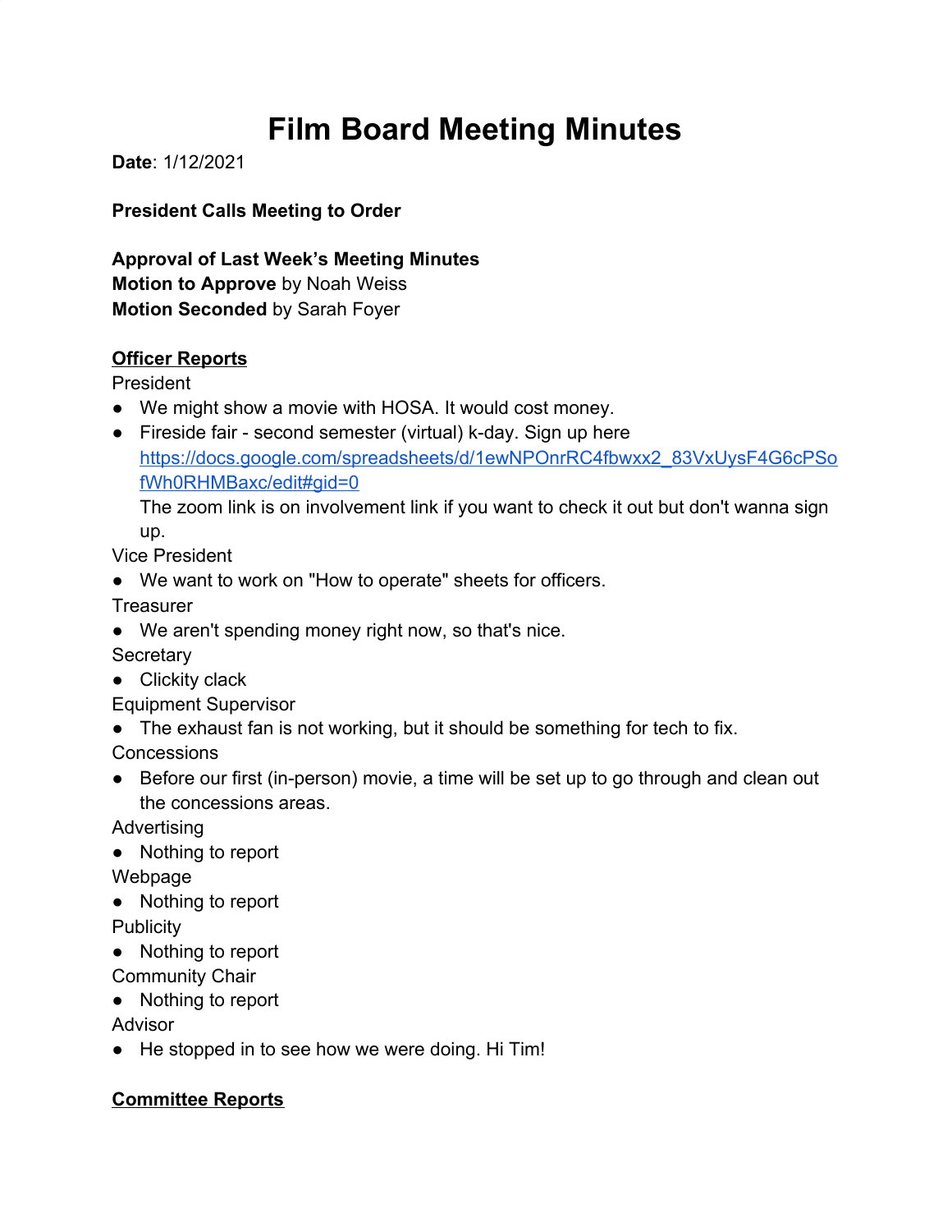# Film Board Meeting Minutes

**Date**: 1/12/2021

**President Calls Meeting to Order**

**Approval of Last Week's Meeting Minutes**
**Motion to Approve** by Noah Weiss
**Motion Seconded** by Sarah Foyer

## Officer Reports

President

- We might show a movie with HOSA. It would cost money.
- Fireside fair - second semester (virtual) k-day. Sign up here https://docs.google.com/spreadsheets/d/1ewNPOnrRC4fbwxx2_83VxUysF4G6cPSofWh0RHMBaxc/edit#gid=0
  The zoom link is on involvement link if you want to check it out but don't wanna sign up.

Vice President

- We want to work on "How to operate" sheets for officers.

Treasurer

- We aren't spending money right now, so that's nice.

Secretary

- Clickity clack

Equipment Supervisor

- The exhaust fan is not working, but it should be something for tech to fix.

Concessions

- Before our first (in-person) movie, a time will be set up to go through and clean out the concessions areas.

Advertising

- Nothing to report

Webpage

- Nothing to report

Publicity

- Nothing to report

Community Chair

- Nothing to report

Advisor

- He stopped in to see how we were doing. Hi Tim!

## Committee Reports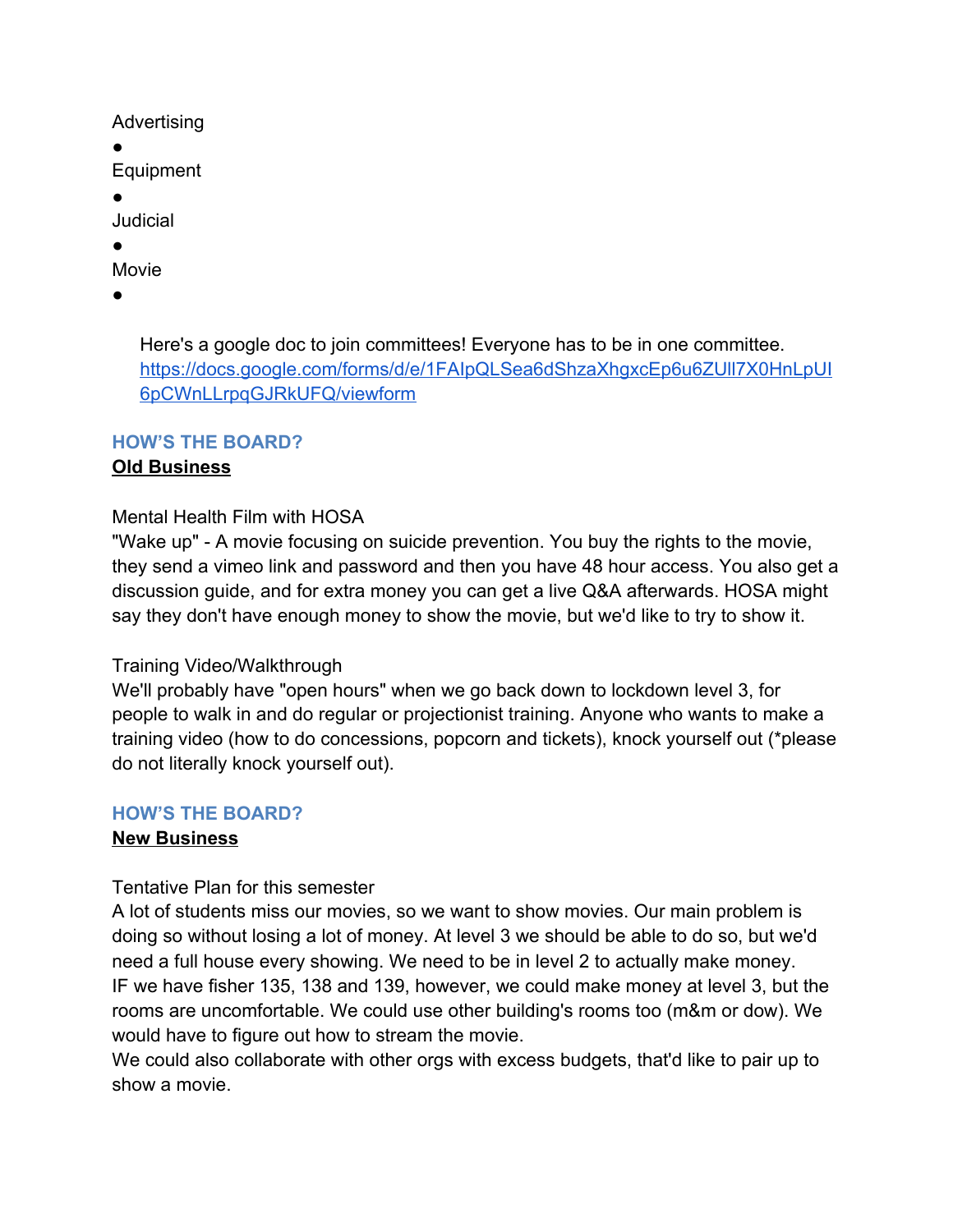Advertising

●

Equipment

●

Judicial

●

Movie

●

Here's a google doc to join committees! Everyone has to be in one committee. [https://docs.google.com/forms/d/e/1FAIpQLSea6dShzaXhgxcEp6u6ZUll7X0HnLpUI6pCWnLLrpqGJRkUFQ/viewform](https://docs.google.com/forms/d/e/1FAIpQLSea6dShzaXhgxcEp6u6ZUll7X0HnLpUI6pCWnLLrpqGJRkUFQ/viewform)

### HOW'S THE BOARD?

**Old Business**

Mental Health Film with HOSA

"Wake up" - A movie focusing on suicide prevention. You buy the rights to the movie, they send a vimeo link and password and then you have 48 hour access. You also get a discussion guide, and for extra money you can get a live Q&A afterwards. HOSA might say they don't have enough money to show the movie, but we'd like to try to show it.

Training Video/Walkthrough

We'll probably have "open hours" when we go back down to lockdown level 3, for people to walk in and do regular or projectionist training. Anyone who wants to make a training video (how to do concessions, popcorn and tickets), knock yourself out (*please do not literally knock yourself out).

### HOW'S THE BOARD?

**New Business**

Tentative Plan for this semester

A lot of students miss our movies, so we want to show movies. Our main problem is doing so without losing a lot of money. At level 3 we should be able to do so, but we'd need a full house every showing. We need to be in level 2 to actually make money.
IF we have fisher 135, 138 and 139, however, we could make money at level 3, but the rooms are uncomfortable. We could use other building's rooms too (m&m or dow). We would have to figure out how to stream the movie.
We could also collaborate with other orgs with excess budgets, that'd like to pair up to show a movie.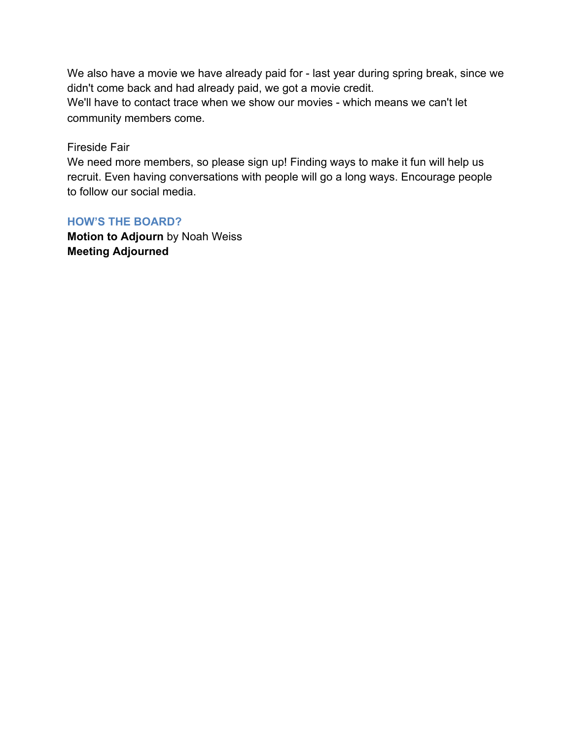We also have a movie we have already paid for - last year during spring break, since we didn't come back and had already paid, we got a movie credit.
We'll have to contact trace when we show our movies - which means we can't let community members come.

Fireside Fair
We need more members, so please sign up! Finding ways to make it fun will help us recruit. Even having conversations with people will go a long ways. Encourage people to follow our social media.

### HOW'S THE BOARD?

**Motion to Adjourn** by Noah Weiss
**Meeting Adjourned**